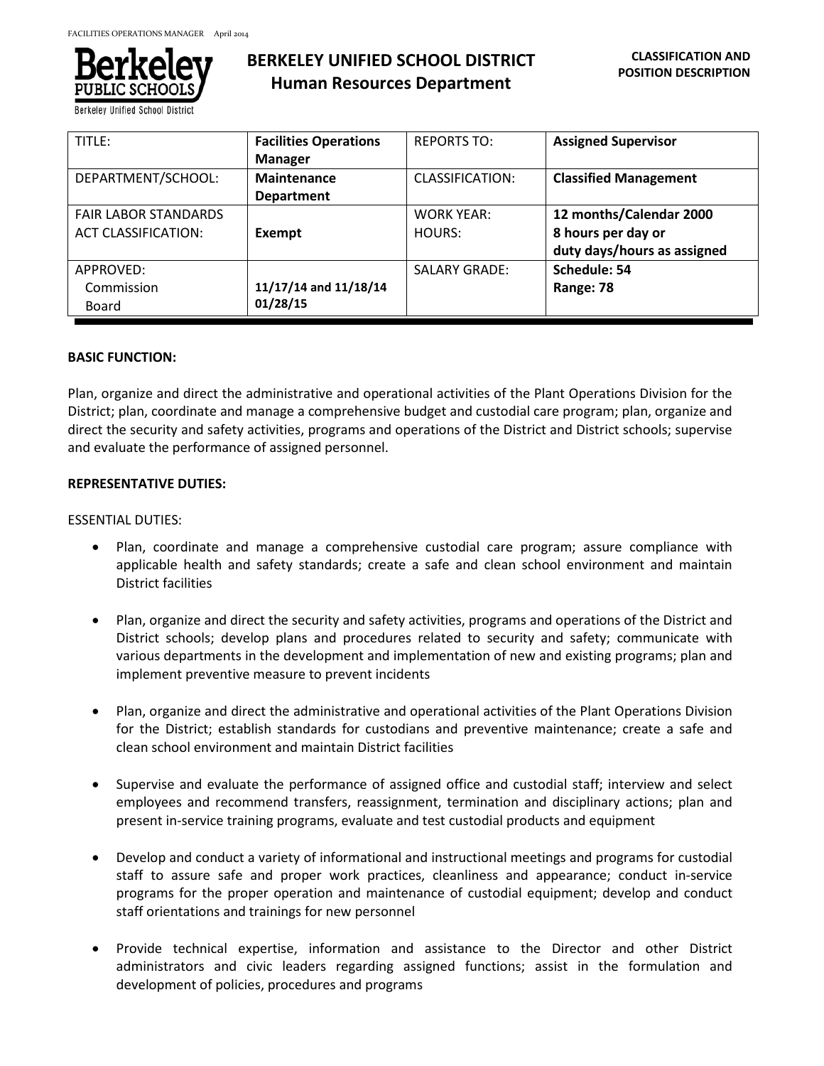# BERKELEY UNIFIED SCHOOL DISTRICT
## Human Resources Department

**CLASSIFICATION AND POSITION DESCRIPTION**

| TITLE: | **Facilities Operations Manager** | REPORTS TO: | **Assigned Supervisor** |
|---|---|---|---|
| DEPARTMENT/SCHOOL: | **Maintenance Department** | CLASSIFICATION: | **Classified Management** |
| FAIR LABOR STANDARDS ACT CLASSIFICATION: | **Exempt** | WORK YEAR: HOURS: | **12 months/Calendar 2000 8 hours per day or duty days/hours as assigned** |
| APPROVED: Commission Board | **11/17/14 and 11/18/14 01/28/15** | SALARY GRADE: | **Schedule: 54 Range: 78** |

**BASIC FUNCTION:**

Plan, organize and direct the administrative and operational activities of the Plant Operations Division for the District; plan, coordinate and manage a comprehensive budget and custodial care program; plan, organize and direct the security and safety activities, programs and operations of the District and District schools; supervise and evaluate the performance of assigned personnel.

**REPRESENTATIVE DUTIES:**

ESSENTIAL DUTIES:

- Plan, coordinate and manage a comprehensive custodial care program; assure compliance with applicable health and safety standards; create a safe and clean school environment and maintain District facilities

- Plan, organize and direct the security and safety activities, programs and operations of the District and District schools; develop plans and procedures related to security and safety; communicate with various departments in the development and implementation of new and existing programs; plan and implement preventive measure to prevent incidents

- Plan, organize and direct the administrative and operational activities of the Plant Operations Division for the District; establish standards for custodians and preventive maintenance; create a safe and clean school environment and maintain District facilities

- Supervise and evaluate the performance of assigned office and custodial staff; interview and select employees and recommend transfers, reassignment, termination and disciplinary actions; plan and present in-service training programs, evaluate and test custodial products and equipment

- Develop and conduct a variety of informational and instructional meetings and programs for custodial staff to assure safe and proper work practices, cleanliness and appearance; conduct in-service programs for the proper operation and maintenance of custodial equipment; develop and conduct staff orientations and trainings for new personnel

- Provide technical expertise, information and assistance to the Director and other District administrators and civic leaders regarding assigned functions; assist in the formulation and development of policies, procedures and programs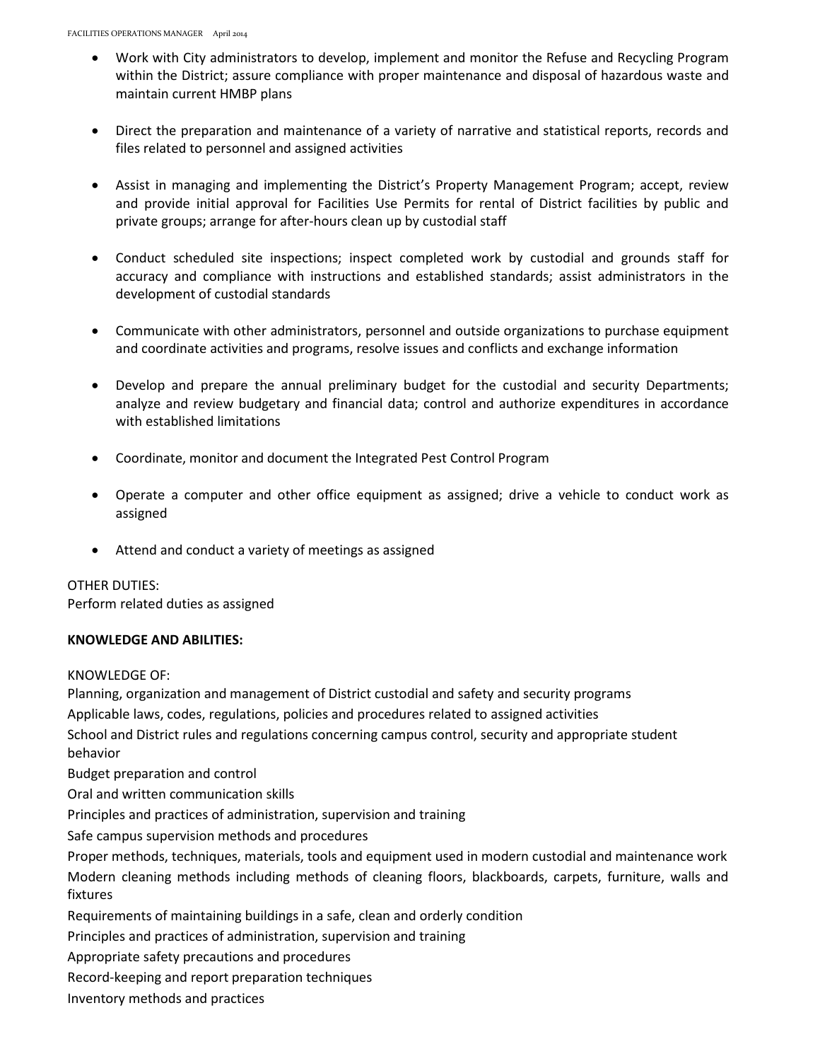- Work with City administrators to develop, implement and monitor the Refuse and Recycling Program within the District; assure compliance with proper maintenance and disposal of hazardous waste and maintain current HMBP plans

- Direct the preparation and maintenance of a variety of narrative and statistical reports, records and files related to personnel and assigned activities

- Assist in managing and implementing the District's Property Management Program; accept, review and provide initial approval for Facilities Use Permits for rental of District facilities by public and private groups; arrange for after-hours clean up by custodial staff

- Conduct scheduled site inspections; inspect completed work by custodial and grounds staff for accuracy and compliance with instructions and established standards; assist administrators in the development of custodial standards

- Communicate with other administrators, personnel and outside organizations to purchase equipment and coordinate activities and programs, resolve issues and conflicts and exchange information

- Develop and prepare the annual preliminary budget for the custodial and security Departments; analyze and review budgetary and financial data; control and authorize expenditures in accordance with established limitations

- Coordinate, monitor and document the Integrated Pest Control Program

- Operate a computer and other office equipment as assigned; drive a vehicle to conduct work as assigned

- Attend and conduct a variety of meetings as assigned

OTHER DUTIES:
Perform related duties as assigned

**KNOWLEDGE AND ABILITIES:**

KNOWLEDGE OF:
Planning, organization and management of District custodial and safety and security programs
Applicable laws, codes, regulations, policies and procedures related to assigned activities
School and District rules and regulations concerning campus control, security and appropriate student behavior
Budget preparation and control
Oral and written communication skills
Principles and practices of administration, supervision and training
Safe campus supervision methods and procedures
Proper methods, techniques, materials, tools and equipment used in modern custodial and maintenance work
Modern cleaning methods including methods of cleaning floors, blackboards, carpets, furniture, walls and fixtures
Requirements of maintaining buildings in a safe, clean and orderly condition
Principles and practices of administration, supervision and training
Appropriate safety precautions and procedures
Record-keeping and report preparation techniques
Inventory methods and practices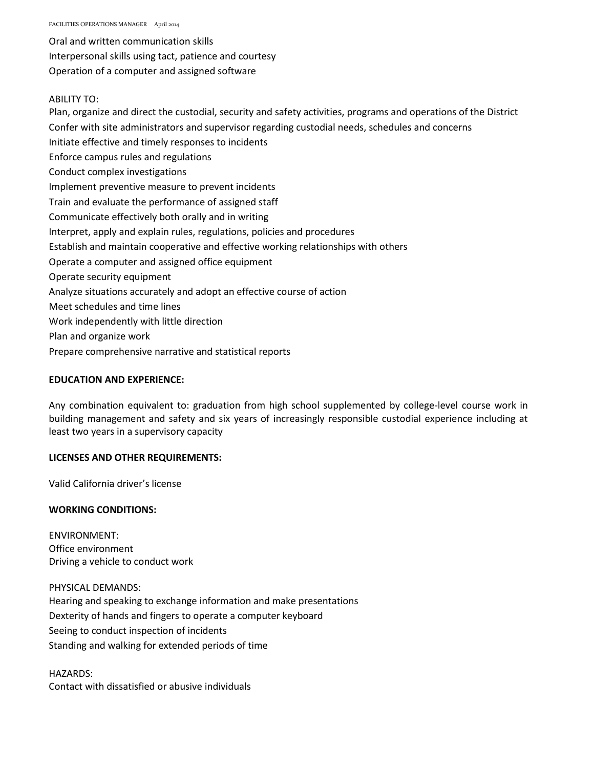Oral and written communication skills
Interpersonal skills using tact, patience and courtesy
Operation of a computer and assigned software

ABILITY TO:
Plan, organize and direct the custodial, security and safety activities, programs and operations of the District
Confer with site administrators and supervisor regarding custodial needs, schedules and concerns
Initiate effective and timely responses to incidents
Enforce campus rules and regulations
Conduct complex investigations
Implement preventive measure to prevent incidents
Train and evaluate the performance of assigned staff
Communicate effectively both orally and in writing
Interpret, apply and explain rules, regulations, policies and procedures
Establish and maintain cooperative and effective working relationships with others
Operate a computer and assigned office equipment
Operate security equipment
Analyze situations accurately and adopt an effective course of action
Meet schedules and time lines
Work independently with little direction
Plan and organize work
Prepare comprehensive narrative and statistical reports

**EDUCATION AND EXPERIENCE:**

Any combination equivalent to: graduation from high school supplemented by college-level course work in building management and safety and six years of increasingly responsible custodial experience including at least two years in a supervisory capacity

**LICENSES AND OTHER REQUIREMENTS:**

Valid California driver's license

**WORKING CONDITIONS:**

ENVIRONMENT:
Office environment
Driving a vehicle to conduct work

PHYSICAL DEMANDS:
Hearing and speaking to exchange information and make presentations
Dexterity of hands and fingers to operate a computer keyboard
Seeing to conduct inspection of incidents
Standing and walking for extended periods of time

HAZARDS:
Contact with dissatisfied or abusive individuals